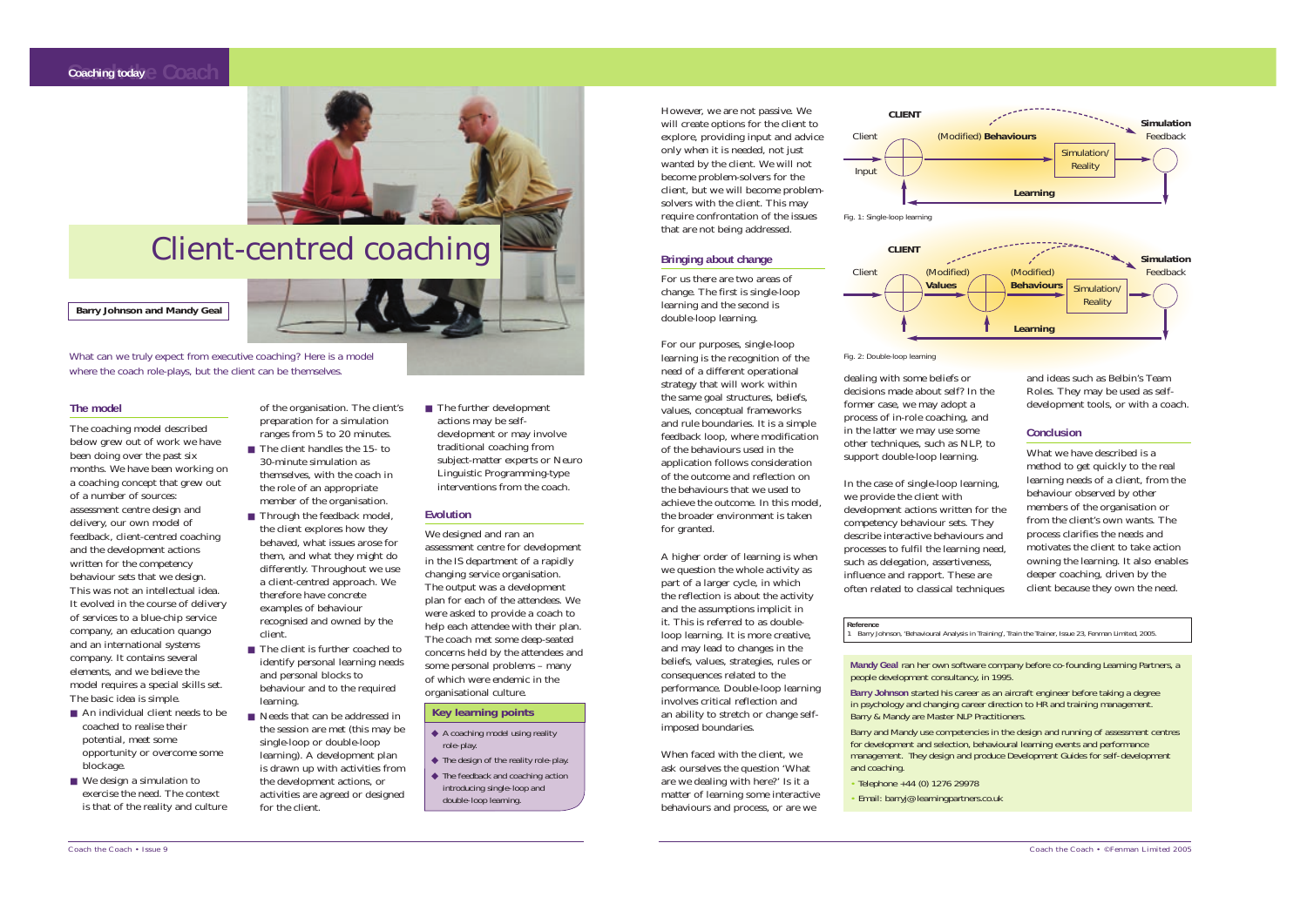# Client-centred coaching

**Barry Johnson and Mandy Geal**

*What can we truly expect from executive coaching? Here is a model where the coach role-plays, but the client can be themselves.*

## The model

The coaching model described below grew out of work we have been doing over the past six months. We have been working on a coaching concept that grew out of a number of sources: assessment centre design and delivery, our own model of feedback, client-centred coaching and the development actions written for the competency behaviour sets that we design. This was not an intellectual idea. It evolved in the course of delivery of services to a blue-chip service company, an education quango and an international systems company. It contains several elements, and we believe the model requires a special skills set. The basic idea is simple.

- An individual client needs to be coached to realise their potential, meet some opportunity or overcome some blockage.
- We design a simulation to exercise the need. The context is that of the reality and culture of the organisation. The client's preparation for a simulation ranges from 5 to 20 minutes.
- The client handles the 15- to 30-minute simulation as themselves, with the coach in the role of an appropriate member of the organisation.
- Through the feedback model, the client explores how they behaved, what issues arose for them, and what they might do differently. Throughout we use a client-centred approach. We therefore have concrete examples of behaviour recognised and owned by the client.
- The client is further coached to identify personal learning needs and personal blocks to behaviour and to the required learning.
- Needs that can be addressed in the session are met (this may be single-loop or double-loop learning). A development plan is drawn up with activities from the development actions, or activities are agreed or designed for the client.
- The further development actions may be self-development or may involve traditional coaching from subject-matter experts or Neuro Linguistic Programming-type interventions from the coach.

## Evolution

We designed and ran an assessment centre for development in the IS department of a rapidly changing service organisation. The output was a development plan for each of the attendees. We were asked to provide a coach to help each attendee with their plan. The coach met some deep-seated concerns held by the attendees and some personal problems – many of which were endemic in the organisational culture.

### Key learning points

- A coaching model using reality role-play.
- The design of the reality role-play.
- The feedback and coaching action introducing single-loop and double-loop learning.

However, we are not passive. We will create options for the client to explore, providing input and advice only when it is needed, not just wanted by the client. We will not become problem-solvers for the client, but we will become problem-solvers with the client. This may require confrontation of the issues that are not being addressed.

## Bringing about change

For us there are two areas of change. The first is single-loop learning and the second is double-loop learning.

For our purposes, single-loop learning is the recognition of the need of a different operational strategy that will work within the same goal structures, beliefs, values, conceptual frameworks and rule boundaries. It is a simple feedback loop, where modification of the behaviours used in the application follows consideration of the outcome and reflection on the behaviours that we used to achieve the outcome. In this model, the broader environment is taken for granted.

A higher order of learning is when we question the whole activity as part of a larger cycle, in which the reflection is about the activity and the assumptions implicit in it. This is referred to as double-loop learning. It is more creative, and may lead to changes in the beliefs, values, strategies, rules or consequences related to the performance. Double-loop learning involves critical reflection and an ability to stretch or change self-imposed boundaries.

When faced with the client, we ask ourselves the question 'What are we dealing with here?' Is it a matter of learning some interactive behaviours and process, or are we

CLIENT — Client — Input — (Modified) **Behaviours** — Simulation/ Reality — **Simulation** Feedback — **Learning**

Fig. 1: Single-loop learning

CLIENT — Client — (Modified) **Values** — (Modified) **Behaviours** — Simulation/ Reality — **Simulation** Feedback — **Learning**

Fig. 2: Double-loop learning

dealing with some beliefs or decisions made about self? In the former case, we may adopt a process of in-role coaching, and in the latter we may use some other techniques, such as NLP, to support double-loop learning.

In the case of single-loop learning, we provide the client with development actions written for the competency behaviour sets. They describe interactive behaviours and processes to fulfil the learning need, such as delegation, assertiveness, influence and rapport. These are often related to classical techniques and ideas such as Belbin's Team Roles. They may be used as self-development tools, or with a coach.

## Conclusion

What we have described is a method to get quickly to the real learning needs of a client, from the behaviour observed by other members of the organisation or from the client's own wants. The process clarifies the needs and motivates the client to take action owning the learning. It also enables deeper coaching, driven by the client because they own the need.

**Reference**

1 Barry Johnson, 'Behavioural Analysis in Training', Train the Trainer, Issue 23, Fenman Limited, 2005.

**Mandy Geal** ran her own software company before co-founding Learning Partners, a people development consultancy, in 1995.

**Barry Johnson** started his career as an aircraft engineer before taking a degree in psychology and changing career direction to HR and training management. Barry & Mandy are Master NLP Practitioners.

Barry and Mandy use competencies in the design and running of assessment centres for development and selection, behavioural learning events and performance management. They design and produce Development Guides for self-development and coaching.

- Telephone +44 (0) 1276 29978
- Email: barryj@learningpartners.co.uk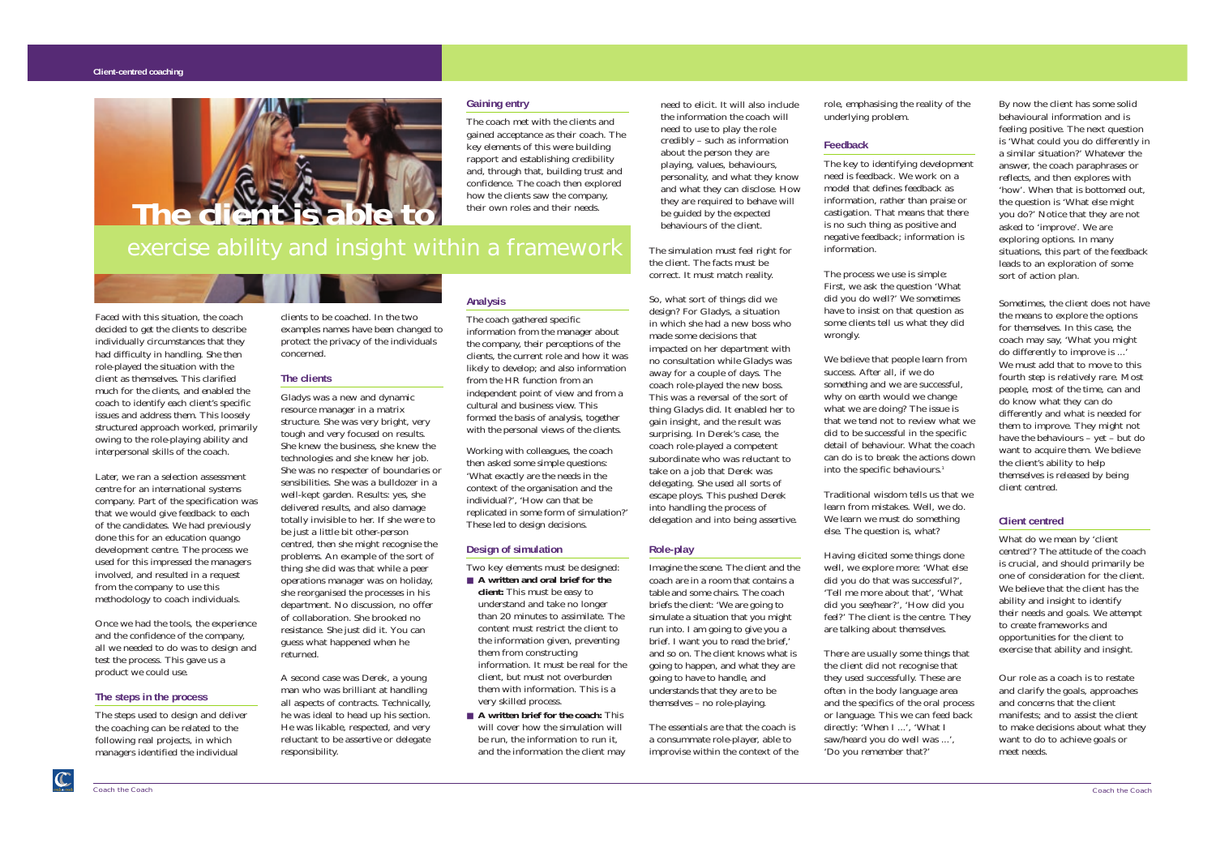# The client is able to exercise ability and insight within a framework

Faced with this situation, the coach decided to get the clients to describe individually circumstances that they had difficulty in handling. She then role-played the situation with the client as themselves. This clarified much for the clients, and enabled the coach to identify each client's specific issues and address them. This loosely structured approach worked, primarily owing to the role-playing ability and interpersonal skills of the coach.

Later, we ran a selection assessment centre for an international systems company. Part of the specification was that we would give feedback to each of the candidates. We had previously done this for an education quango development centre. The process we used for this impressed the managers involved, and resulted in a request from the company to use this methodology to coach individuals.

Once we had the tools, the experience and the confidence of the company, all we needed to do was to design and test the process. This gave us a product we could use.

## The steps in the process

The steps used to design and deliver the coaching can be related to the following real projects, in which managers identified the individual clients to be coached. In the two examples names have been changed to protect the privacy of the individuals concerned.

## The clients

Gladys was a new and dynamic resource manager in a matrix structure. She was very bright, very tough and very focused on results. She knew the business, she knew the technologies and she knew her job. She was no respecter of boundaries or sensibilities. She was a bulldozer in a well-kept garden. Results: yes, she delivered results, and also damage totally invisible to her. If she were to be just a little bit other-person centred, then she might recognise the problems. An example of the sort of thing she did was that while a peer operations manager was on holiday, she reorganised the processes in his department. No discussion, no offer of collaboration. She brooked no resistance. She just did it. You can guess what happened when he returned.

A second case was Derek, a young man who was brilliant at handling all aspects of contracts. Technically, he was ideal to head up his section. He was likable, respected, and very reluctant to be assertive or delegate responsibility.

## Gaining entry

The coach met with the clients and gained acceptance as their coach. The key elements of this were building rapport and establishing credibility and, through that, building trust and confidence. The coach then explored how the clients saw the company, their own roles and their needs.

## Analysis

The coach gathered specific information from the manager about the company, their perceptions of the clients, the current role and how it was likely to develop; and also information from the HR function from an independent point of view and from a cultural and business view. This formed the basis of analysis, together with the personal views of the clients.

Working with colleagues, the coach then asked some simple questions: 'What exactly are the needs in the context of the organisation and the individual?', 'How can that be replicated in some form of simulation?' These led to design decisions.

## Design of simulation

Two key elements must be designed:

- **A written and oral brief for the client:** This must be easy to understand and take no longer than 20 minutes to assimilate. The content must restrict the client to the information given, preventing them from constructing information. It must be real for the client, but must not overburden them with information. This is a very skilled process.
- **A written brief for the coach:** This will cover how the simulation will be run, the information to run it, and the information the client may need to elicit. It will also include the information the coach will need to use to play the role credibly – such as information about the person they are playing, values, behaviours, personality, and what they know and what they can disclose. How they are required to behave will be guided by the expected behaviours of the client.

The simulation must feel right for the client. The facts must be correct. It must match reality.

So, what sort of things did we design? For Gladys, a situation in which she had a new boss who made some decisions that impacted on her department with no consultation while Gladys was away for a couple of days. The coach role-played the new boss. This was a reversal of the sort of thing Gladys did. It enabled her to gain insight, and the result was surprising. In Derek's case, the coach role-played a competent subordinate who was reluctant to take on a job that Derek was delegating. She used all sorts of escape ploys. This pushed Derek into handling the process of delegation and into being assertive.

## Role-play

Imagine the scene. The client and the coach are in a room that contains a table and some chairs. The coach briefs the client: 'We are going to simulate a situation that you might run into. I am going to give you a brief. I want you to read the brief,' and so on. The client knows what is going to happen, and what they are going to have to handle, and understands that they are to be themselves – no role-playing.

The essentials are that the coach is a consummate role-player, able to improvise within the context of the role, emphasising the reality of the underlying problem.

## Feedback

The key to identifying development need is feedback. We work on a model that defines feedback as information, rather than praise or castigation. That means that there is no such thing as positive and negative feedback; information is information.

The process we use is simple: First, we ask the question 'What did you do well?' We sometimes have to insist on that question as some clients tell us what they did wrongly.

We believe that people learn from success. After all, if we do something and we are successful, why on earth would we change what we are doing? The issue is that we tend not to review what we did to be successful in the specific detail of behaviour. What the coach can do is to break the actions down into the specific behaviours.[1]

Traditional wisdom tells us that we learn from mistakes. Well, we do. We learn we must do something else. The question is, what?

Having elicited some things done well, we explore more: 'What else did you do that was successful?', 'Tell me more about that', 'What did you see/hear?', 'How did you feel?' The client is the centre. They are talking about themselves.

There are usually some things that the client did not recognise that they used successfully. These are often in the body language area and the specifics of the oral process or language. This we can feed back directly: 'When I ...', 'What I saw/heard you do well was ...', 'Do you remember that?'

By now the client has some solid behavioural information and is feeling positive. The next question is 'What could you do differently in a similar situation?' Whatever the answer, the coach paraphrases or reflects, and then explores with 'how'. When that is bottomed out, the question is 'What else might you do?' Notice that they are not asked to 'improve'. We are exploring options. In many situations, this part of the feedback leads to an exploration of some sort of action plan.

Sometimes, the client does not have the means to explore the options for themselves. In this case, the coach may say, 'What you might do differently to improve is ...' We must add that to move to this fourth step is relatively rare. Most people, most of the time, can and do know what they can do differently and what is needed for them to improve. They might not have the behaviours – yet – but do want to acquire them. We believe the client's ability to help themselves is released by being client centred.

## Client centred

What do we mean by 'client centred'? The attitude of the coach is crucial, and should primarily be one of consideration for the client. We believe that the client has the ability and insight to identify their needs and goals. We attempt to create frameworks and opportunities for the client to exercise that ability and insight.

Our role as a coach is to restate and clarify the goals, approaches and concerns that the client manifests; and to assist the client to make decisions about what they want to do to achieve goals or meet needs.